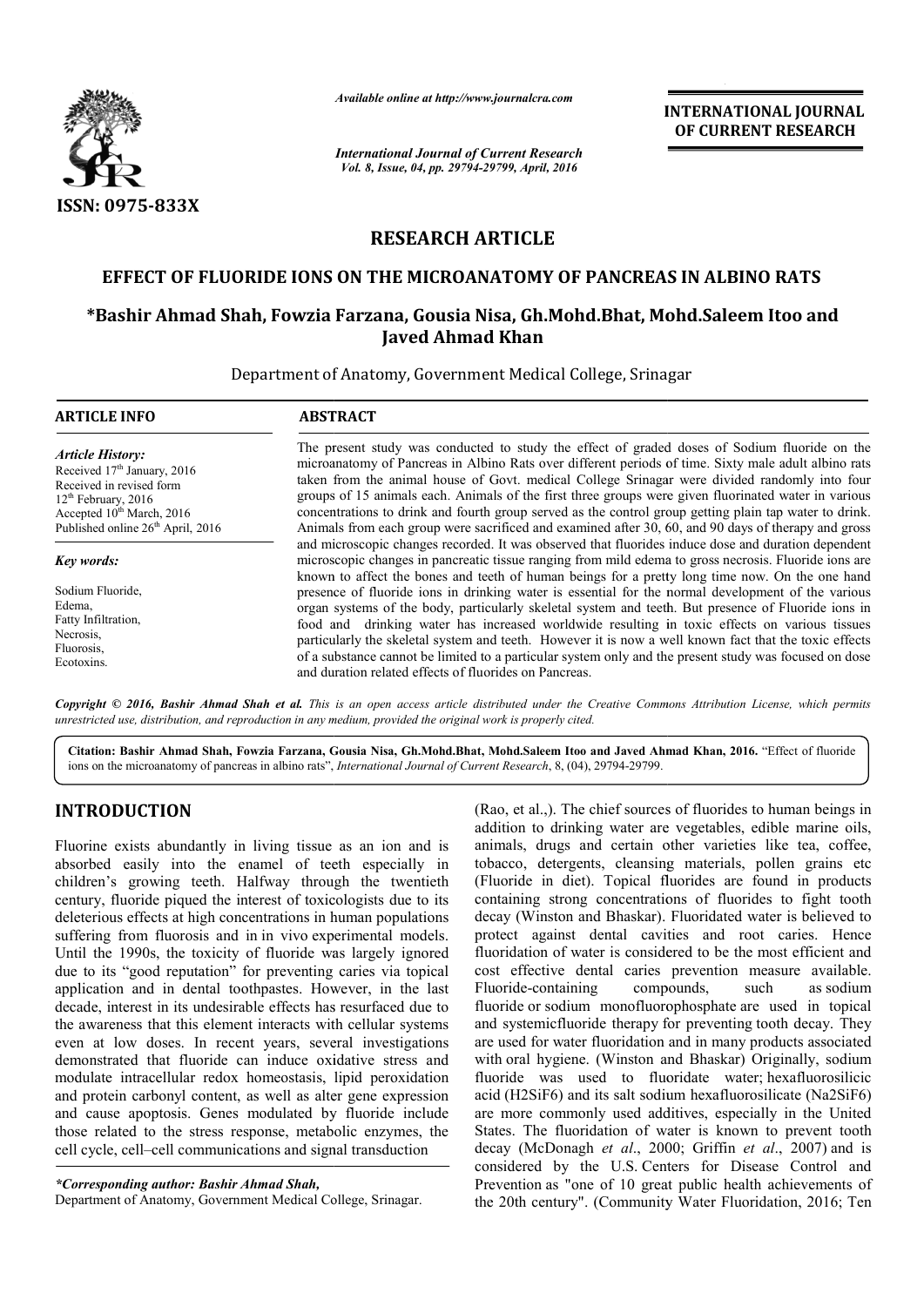Available online at http://www.journalcra.com

*International Journal of Current Research*
*Vol. 8, Issue, 04, pp. 29794-29799, April, 2016*

**INTERNATIONAL JOURNAL OF CURRENT RESEARCH**

ISSN: 0975-833X

# RESEARCH ARTICLE

## EFFECT OF FLUORIDE IONS ON THE MICROANATOMY OF PANCREAS IN ALBINO RATS

**\*Bashir Ahmad Shah, Fowzia Farzana, Gousia Nisa, Gh.Mohd.Bhat, Mohd.Saleem Itoo and Javed Ahmad Khan**

Department of Anatomy, Government Medical College, Srinagar

**ARTICLE INFO**

*Article History:*
Received 17th January, 2016
Received in revised form 12th February, 2016
Accepted 10th March, 2016
Published online 26th April, 2016

*Key words:*
Sodium Fluoride,
Edema,
Fatty Infiltration,
Necrosis,
Fluorosis,
Ecotoxins.

**ABSTRACT**

The present study was conducted to study the effect of graded doses of Sodium fluoride on the microanatomy of Pancreas in Albino Rats over different periods of time. Sixty male adult albino rats taken from the animal house of Govt. medical College Srinagar were divided randomly into four groups of 15 animals each. Animals of the first three groups were given fluorinated water in various concentrations to drink and fourth group served as the control group getting plain tap water to drink. Animals from each group were sacrificed and examined after 30, 60, and 90 days of therapy and gross and microscopic changes recorded. It was observed that fluorides induce dose and duration dependent microscopic changes in pancreatic tissue ranging from mild edema to gross necrosis. Fluoride ions are known to affect the bones and teeth of human beings for a pretty long time now. On the one hand presence of fluoride ions in drinking water is essential for the normal development of the various organ systems of the body, particularly skeletal system and teeth. But presence of Fluoride ions in food and drinking water has increased worldwide resulting in toxic effects on various tissues particularly the skeletal system and teeth. However it is now a well known fact that the toxic effects of a substance cannot be limited to a particular system only and the present study was focused on dose and duration related effects of fluorides on Pancreas.

*Copyright © 2016, Bashir Ahmad Shah et al. This is an open access article distributed under the Creative Commons Attribution License, which permits unrestricted use, distribution, and reproduction in any medium, provided the original work is properly cited.*

**Citation: Bashir Ahmad Shah, Fowzia Farzana, Gousia Nisa, Gh.Mohd.Bhat, Mohd.Saleem Itoo and Javed Ahmad Khan, 2016.** "Effect of fluoride ions on the microanatomy of pancreas in albino rats", *International Journal of Current Research*, 8, (04), 29794-29799.

## INTRODUCTION

Fluorine exists abundantly in living tissue as an ion and is absorbed easily into the enamel of teeth especially in children's growing teeth. Halfway through the twentieth century, fluoride piqued the interest of toxicologists due to its deleterious effects at high concentrations in human populations suffering from fluorosis and in in vivo experimental models. Until the 1990s, the toxicity of fluoride was largely ignored due to its "good reputation" for preventing caries via topical application and in dental toothpastes. However, in the last decade, interest in its undesirable effects has resurfaced due to the awareness that this element interacts with cellular systems even at low doses. In recent years, several investigations demonstrated that fluoride can induce oxidative stress and modulate intracellular redox homeostasis, lipid peroxidation and protein carbonyl content, as well as alter gene expression and cause apoptosis. Genes modulated by fluoride include those related to the stress response, metabolic enzymes, the cell cycle, cell–cell communications and signal transduction (Rao, et al.,). The chief sources of fluorides to human beings in addition to drinking water are vegetables, edible marine oils, animals, drugs and certain other varieties like tea, coffee, tobacco, detergents, cleansing materials, pollen grains etc (Fluoride in diet). Topical fluorides are found in products containing strong concentrations of fluorides to fight tooth decay (Winston and Bhaskar). Fluoridated water is believed to protect against dental cavities and root caries. Hence fluoridation of water is considered to be the most efficient and cost effective dental caries prevention measure available. Fluoride-containing compounds, such as sodium fluoride or sodium monofluorophosphate are used in topical and systemicfluoride therapy for preventing tooth decay. They are used for water fluoridation and in many products associated with oral hygiene. (Winston and Bhaskar) Originally, sodium fluoride was used to fluoridate water; hexafluorosilicic acid ($H_2SiF_6$) and its salt sodium hexafluorosilicate ($Na_2SiF_6$) are more commonly used additives, especially in the United States. The fluoridation of water is known to prevent tooth decay (McDonagh *et al*., 2000; Griffin *et al*., 2007) and is considered by the U.S. Centers for Disease Control and Prevention as "one of 10 great public health achievements of the 20th century". (Community Water Fluoridation, 2016; Ten

---

*\*Corresponding author: Bashir Ahmad Shah,*
Department of Anatomy, Government Medical College, Srinagar.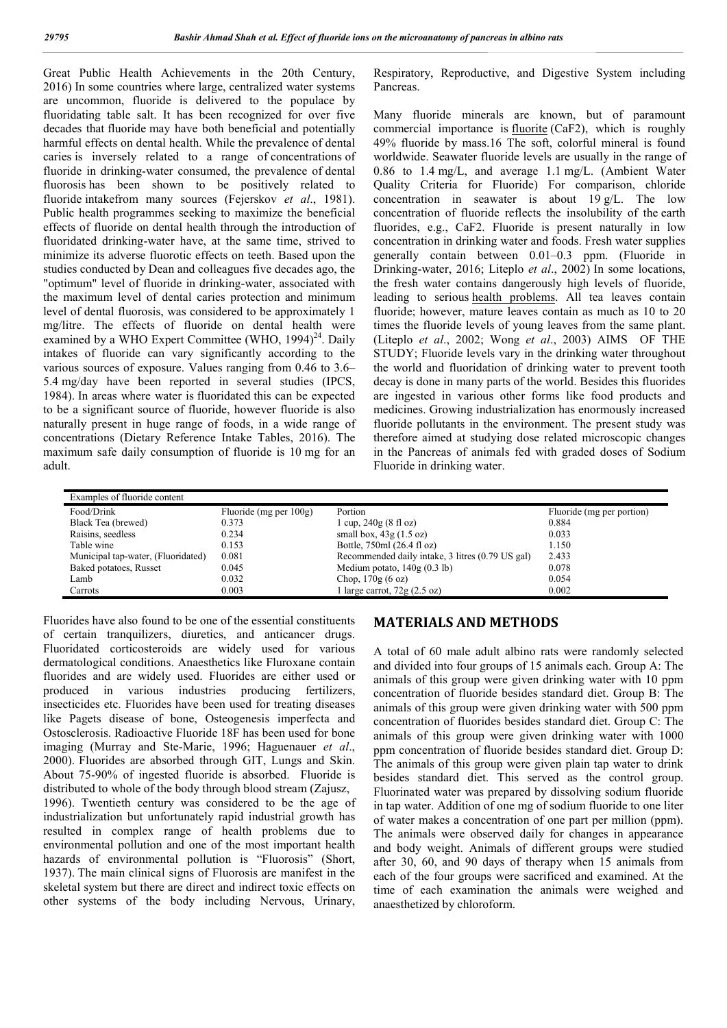Great Public Health Achievements in the 20th Century, 2016) In some countries where large, centralized water systems are uncommon, fluoride is delivered to the populace by fluoridating table salt. It has been recognized for over five decades that fluoride may have both beneficial and potentially harmful effects on dental health. While the prevalence of dental caries is inversely related to a range of concentrations of fluoride in drinking-water consumed, the prevalence of dental fluorosis has been shown to be positively related to fluoride intakefrom many sources (Fejerskov *et al*., 1981). Public health programmes seeking to maximize the beneficial effects of fluoride on dental health through the introduction of fluoridated drinking-water have, at the same time, strived to minimize its adverse fluorotic effects on teeth. Based upon the studies conducted by Dean and colleagues five decades ago, the "optimum" level of fluoride in drinking-water, associated with the maximum level of dental caries protection and minimum level of dental fluorosis, was considered to be approximately 1 mg/litre. The effects of fluoride on dental health were examined by a WHO Expert Committee (WHO, 1994)[24]. Daily intakes of fluoride can vary significantly according to the various sources of exposure. Values ranging from 0.46 to 3.6–5.4 mg/day have been reported in several studies (IPCS, 1984). In areas where water is fluoridated this can be expected to be a significant source of fluoride, however fluoride is also naturally present in huge range of foods, in a wide range of concentrations (Dietary Reference Intake Tables, 2016). The maximum safe daily consumption of fluoride is 10 mg for an adult.

Respiratory, Reproductive, and Digestive System including Pancreas.

Many fluoride minerals are known, but of paramount commercial importance is fluorite ($CaF_2$), which is roughly 49% fluoride by mass.16 The soft, colorful mineral is found worldwide. Seawater fluoride levels are usually in the range of 0.86 to 1.4 mg/L, and average 1.1 mg/L. (Ambient Water Quality Criteria for Fluoride) For comparison, chloride concentration in seawater is about 19 g/L. The low concentration of fluoride reflects the insolubility of the earth fluorides, e.g., $CaF_2$. Fluoride is present naturally in low concentration in drinking water and foods. Fresh water supplies generally contain between 0.01–0.3 ppm. (Fluoride in Drinking-water, 2016; Liteplo *et al*., 2002) In some locations, the fresh water contains dangerously high levels of fluoride, leading to serious health problems. All tea leaves contain fluoride; however, mature leaves contain as much as 10 to 20 times the fluoride levels of young leaves from the same plant. (Liteplo *et al*., 2002; Wong *et al*., 2003) AIMS OF THE STUDY; Fluoride levels vary in the drinking water throughout the world and fluoridation of drinking water to prevent tooth decay is done in many parts of the world. Besides this fluorides are ingested in various other forms like food products and medicines. Growing industrialization has enormously increased fluoride pollutants in the environment. The present study was therefore aimed at studying dose related microscopic changes in the Pancreas of animals fed with graded doses of Sodium Fluoride in drinking water.

Examples of fluoride content

| Food/Drink | Fluoride (mg per 100g) | Portion | Fluoride (mg per portion) |
|---|---|---|---|
| Black Tea (brewed) | 0.373 | 1 cup, 240g (8 fl oz) | 0.884 |
| Raisins, seedless | 0.234 | small box, 43g (1.5 oz) | 0.033 |
| Table wine | 0.153 | Bottle, 750ml (26.4 fl oz) | 1.150 |
| Municipal tap-water, (Fluoridated) | 0.081 | Recommended daily intake, 3 litres (0.79 US gal) | 2.433 |
| Baked potatoes, Russet | 0.045 | Medium potato, 140g (0.3 lb) | 0.078 |
| Lamb | 0.032 | Chop, 170g (6 oz) | 0.054 |
| Carrots | 0.003 | 1 large carrot, 72g (2.5 oz) | 0.002 |

Fluorides have also found to be one of the essential constituents of certain tranquilizers, diuretics, and anticancer drugs. Fluoridated corticosteroids are widely used for various dermatological conditions. Anaesthetics like Fluroxane contain fluorides and are widely used. Fluorides are either used or produced in various industries producing fertilizers, insecticides etc. Fluorides have been used for treating diseases like Pagets disease of bone, Osteogenesis imperfecta and Ostosclerosis. Radioactive Fluoride 18F has been used for bone imaging (Murray and Ste-Marie, 1996; Haguenauer *et al*., 2000). Fluorides are absorbed through GIT, Lungs and Skin. About 75-90% of ingested fluoride is absorbed. Fluoride is distributed to whole of the body through blood stream (Zajusz, 1996). Twentieth century was considered to be the age of industrialization but unfortunately rapid industrial growth has resulted in complex range of health problems due to environmental pollution and one of the most important health hazards of environmental pollution is "Fluorosis" (Short, 1937). The main clinical signs of Fluorosis are manifest in the skeletal system but there are direct and indirect toxic effects on other systems of the body including Nervous, Urinary,

## MATERIALS AND METHODS

A total of 60 male adult albino rats were randomly selected and divided into four groups of 15 animals each. Group A: The animals of this group were given drinking water with 10 ppm concentration of fluoride besides standard diet. Group B: The animals of this group were given drinking water with 500 ppm concentration of fluorides besides standard diet. Group C: The animals of this group were given drinking water with 1000 ppm concentration of fluoride besides standard diet. Group D: The animals of this group were given plain tap water to drink besides standard diet. This served as the control group. Fluorinated water was prepared by dissolving sodium fluoride in tap water. Addition of one mg of sodium fluoride to one liter of water makes a concentration of one part per million (ppm). The animals were observed daily for changes in appearance and body weight. Animals of different groups were studied after 30, 60, and 90 days of therapy when 15 animals from each of the four groups were sacrificed and examined. At the time of each examination the animals were weighed and anaesthetized by chloroform.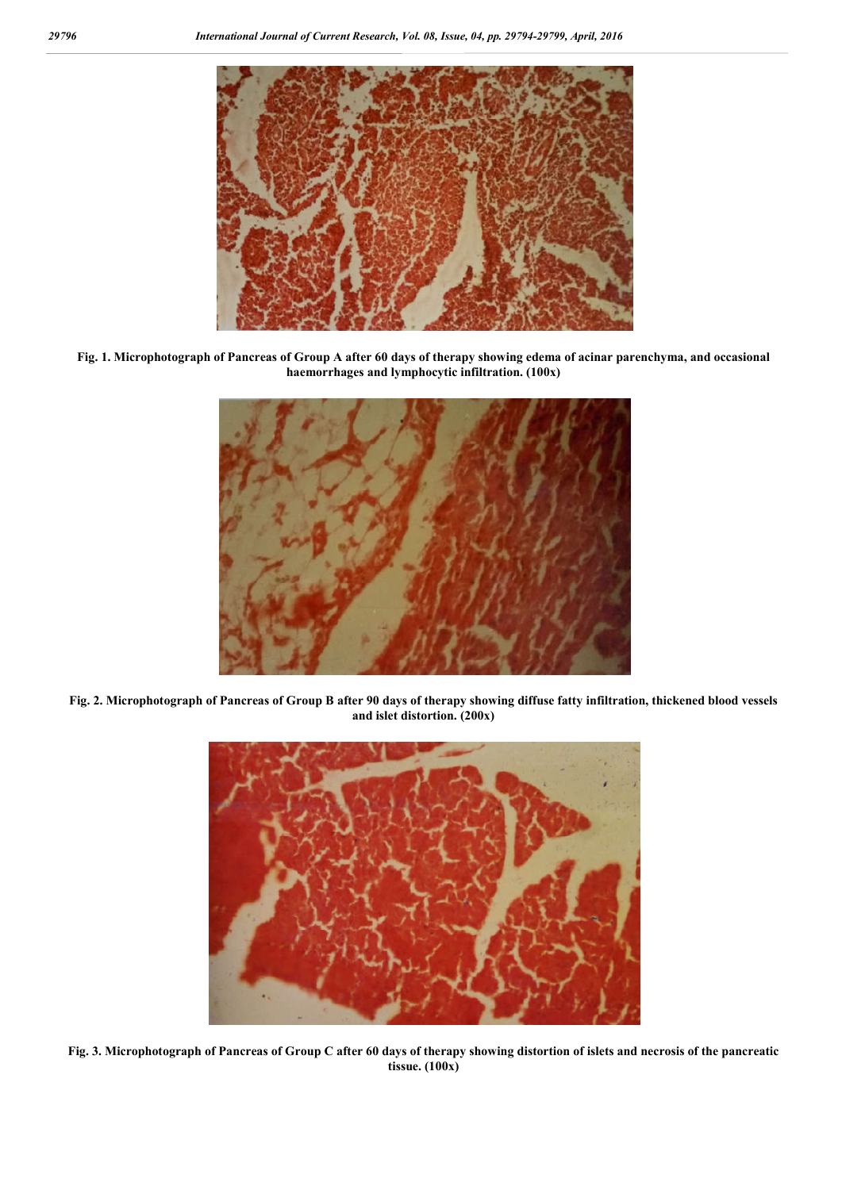Fig. 1. Microphotograph of Pancreas of Group A after 60 days of therapy showing edema of acinar parenchyma, and occasional haemorrhages and lymphocytic infiltration. (100x)

Fig. 2. Microphotograph of Pancreas of Group B after 90 days of therapy showing diffuse fatty infiltration, thickened blood vessels and islet distortion. (200x)

Fig. 3. Microphotograph of Pancreas of Group C after 60 days of therapy showing distortion of islets and necrosis of the pancreatic tissue. (100x)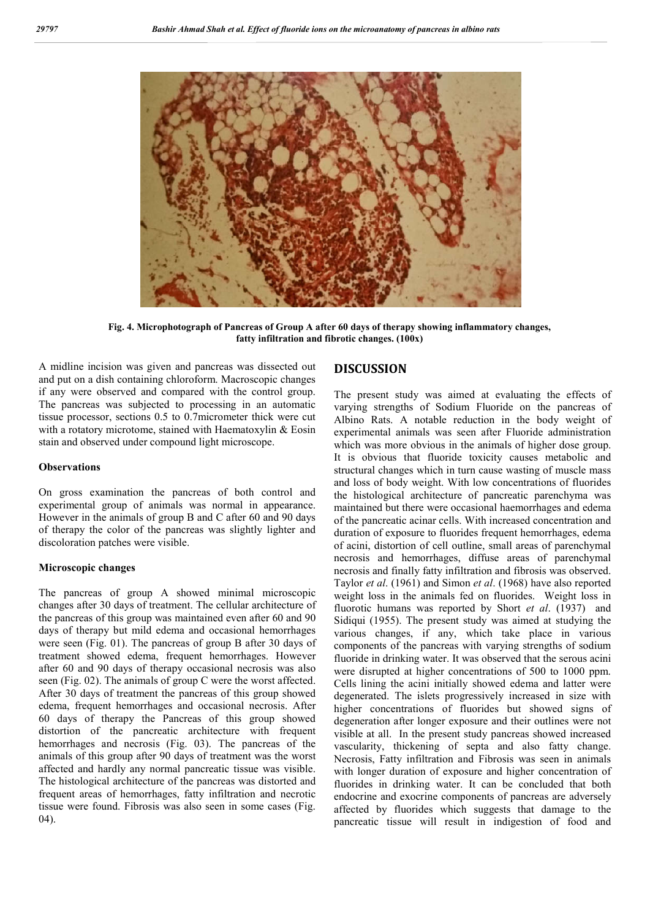Fig. 4. Microphotograph of Pancreas of Group A after 60 days of therapy showing inflammatory changes, fatty infiltration and fibrotic changes. (100x)

A midline incision was given and pancreas was dissected out and put on a dish containing chloroform. Macroscopic changes if any were observed and compared with the control group. The pancreas was subjected to processing in an automatic tissue processor, sections 0.5 to 0.7micrometer thick were cut with a rotatory microtome, stained with Haematoxylin & Eosin stain and observed under compound light microscope.

### Observations

On gross examination the pancreas of both control and experimental group of animals was normal in appearance. However in the animals of group B and C after 60 and 90 days of therapy the color of the pancreas was slightly lighter and discoloration patches were visible.

### Microscopic changes

The pancreas of group A showed minimal microscopic changes after 30 days of treatment. The cellular architecture of the pancreas of this group was maintained even after 60 and 90 days of therapy but mild edema and occasional hemorrhages were seen (Fig. 01). The pancreas of group B after 30 days of treatment showed edema, frequent hemorrhages. However after 60 and 90 days of therapy occasional necrosis was also seen (Fig. 02). The animals of group C were the worst affected. After 30 days of treatment the pancreas of this group showed edema, frequent hemorrhages and occasional necrosis. After 60 days of therapy the Pancreas of this group showed distortion of the pancreatic architecture with frequent hemorrhages and necrosis (Fig. 03). The pancreas of the animals of this group after 90 days of treatment was the worst affected and hardly any normal pancreatic tissue was visible. The histological architecture of the pancreas was distorted and frequent areas of hemorrhages, fatty infiltration and necrotic tissue were found. Fibrosis was also seen in some cases (Fig. 04).

## DISCUSSION

The present study was aimed at evaluating the effects of varying strengths of Sodium Fluoride on the pancreas of Albino Rats. A notable reduction in the body weight of experimental animals was seen after Fluoride administration which was more obvious in the animals of higher dose group. It is obvious that fluoride toxicity causes metabolic and structural changes which in turn cause wasting of muscle mass and loss of body weight. With low concentrations of fluorides the histological architecture of pancreatic parenchyma was maintained but there were occasional haemorrhages and edema of the pancreatic acinar cells. With increased concentration and duration of exposure to fluorides frequent hemorrhages, edema of acini, distortion of cell outline, small areas of parenchymal necrosis and hemorrhages, diffuse areas of parenchymal necrosis and finally fatty infiltration and fibrosis was observed. Taylor *et al*. (1961) and Simon *et al*. (1968) have also reported weight loss in the animals fed on fluorides. Weight loss in fluorotic humans was reported by Short *et al*. (1937) and Sidiqui (1955). The present study was aimed at studying the various changes, if any, which take place in various components of the pancreas with varying strengths of sodium fluoride in drinking water. It was observed that the serous acini were disrupted at higher concentrations of 500 to 1000 ppm. Cells lining the acini initially showed edema and latter were degenerated. The islets progressively increased in size with higher concentrations of fluorides but showed signs of degeneration after longer exposure and their outlines were not visible at all. In the present study pancreas showed increased vascularity, thickening of septa and also fatty change. Necrosis, Fatty infiltration and Fibrosis was seen in animals with longer duration of exposure and higher concentration of fluorides in drinking water. It can be concluded that both endocrine and exocrine components of pancreas are adversely affected by fluorides which suggests that damage to the pancreatic tissue will result in indigestion of food and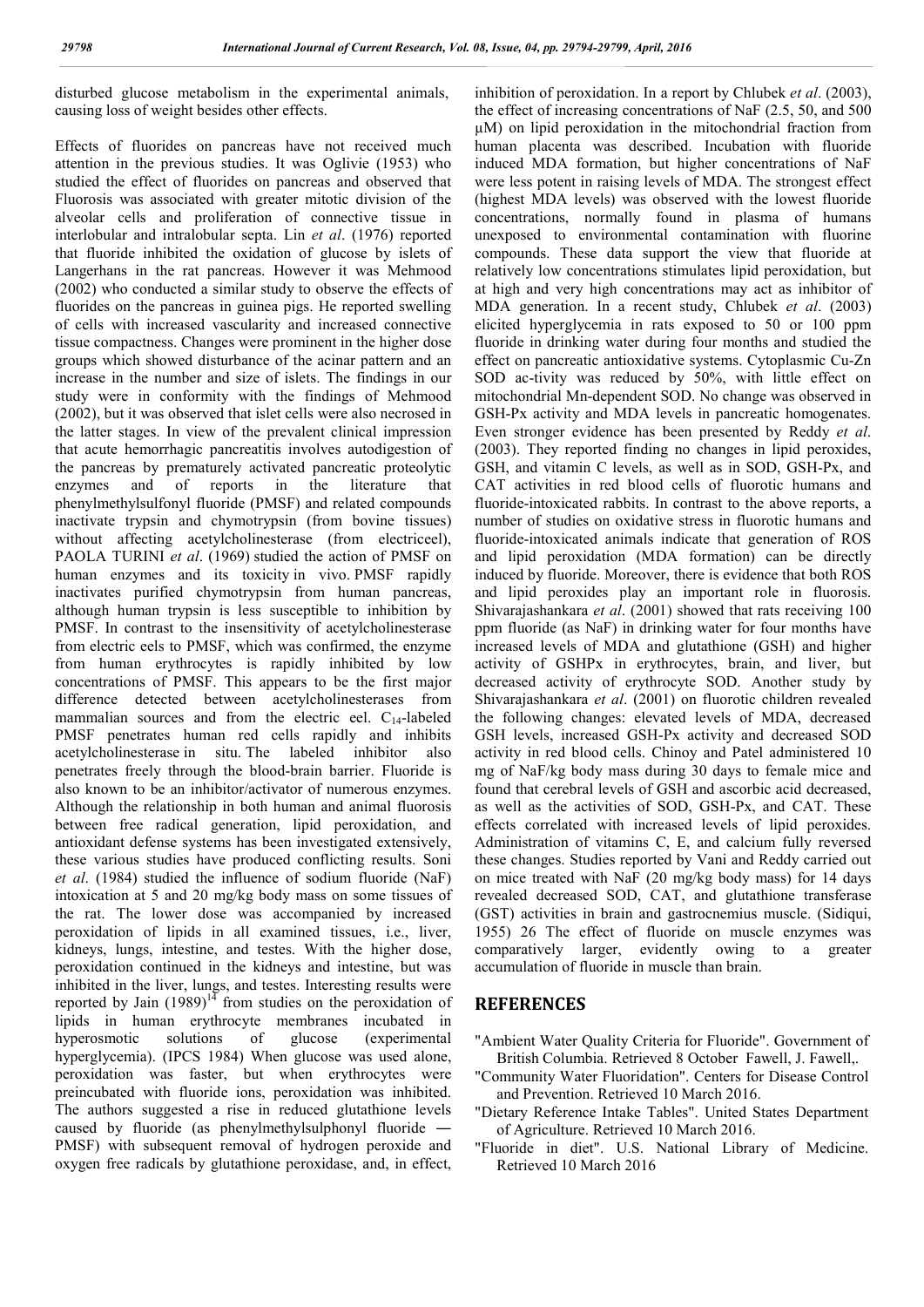disturbed glucose metabolism in the experimental animals, causing loss of weight besides other effects.

Effects of fluorides on pancreas have not received much attention in the previous studies. It was Oglivie (1953) who studied the effect of fluorides on pancreas and observed that Fluorosis was associated with greater mitotic division of the alveolar cells and proliferation of connective tissue in interlobular and intralobular septa. Lin *et al*. (1976) reported that fluoride inhibited the oxidation of glucose by islets of Langerhans in the rat pancreas. However it was Mehmood (2002) who conducted a similar study to observe the effects of fluorides on the pancreas in guinea pigs. He reported swelling of cells with increased vascularity and increased connective tissue compactness. Changes were prominent in the higher dose groups which showed disturbance of the acinar pattern and an increase in the number and size of islets. The findings in our study were in conformity with the findings of Mehmood (2002), but it was observed that islet cells were also necrosed in the latter stages. In view of the prevalent clinical impression that acute hemorrhagic pancreatitis involves autodigestion of the pancreas by prematurely activated pancreatic proteolytic enzymes and of reports in the literature that phenylmethylsulfonyl fluoride (PMSF) and related compounds inactivate trypsin and chymotrypsin (from bovine tissues) without affecting acetylcholinesterase (from electriceel), PAOLA TURINI *et al*. (1969) studied the action of PMSF on human enzymes and its toxicity in vivo. PMSF rapidly inactivates purified chymotrypsin from human pancreas, although human trypsin is less susceptible to inhibition by PMSF. In contrast to the insensitivity of acetylcholinesterase from electric eels to PMSF, which was confirmed, the enzyme from human erythrocytes is rapidly inhibited by low concentrations of PMSF. This appears to be the first major difference detected between acetylcholinesterases from mammalian sources and from the electric eel. $C_{14}$-labeled PMSF penetrates human red cells rapidly and inhibits acetylcholinesterase in situ. The labeled inhibitor also penetrates freely through the blood-brain barrier. Fluoride is also known to be an inhibitor/activator of numerous enzymes. Although the relationship in both human and animal fluorosis between free radical generation, lipid peroxidation, and antioxidant defense systems has been investigated extensively, these various studies have produced conflicting results. Soni *et al*. (1984) studied the influence of sodium fluoride (NaF) intoxication at 5 and 20 mg/kg body mass on some tissues of the rat. The lower dose was accompanied by increased peroxidation of lipids in all examined tissues, i.e., liver, kidneys, lungs, intestine, and testes. With the higher dose, peroxidation continued in the kidneys and intestine, but was inhibited in the liver, lungs, and testes. Interesting results were reported by Jain (1989)[14] from studies on the peroxidation of lipids in human erythrocyte membranes incubated in hyperosmotic solutions of glucose (experimental hyperglycemia). (IPCS 1984) When glucose was used alone, peroxidation was faster, but when erythrocytes were preincubated with fluoride ions, peroxidation was inhibited. The authors suggested a rise in reduced glutathione levels caused by fluoride (as phenylmethylsulphonyl fluoride — PMSF) with subsequent removal of hydrogen peroxide and oxygen free radicals by glutathione peroxidase, and, in effect, inhibition of peroxidation. In a report by Chlubek *et al*. (2003), the effect of increasing concentrations of NaF (2.5, 50, and 500 μM) on lipid peroxidation in the mitochondrial fraction from human placenta was described. Incubation with fluoride induced MDA formation, but higher concentrations of NaF were less potent in raising levels of MDA. The strongest effect (highest MDA levels) was observed with the lowest fluoride concentrations, normally found in plasma of humans unexposed to environmental contamination with fluorine compounds. These data support the view that fluoride at relatively low concentrations stimulates lipid peroxidation, but at high and very high concentrations may act as inhibitor of MDA generation. In a recent study, Chlubek *et al*. (2003) elicited hyperglycemia in rats exposed to 50 or 100 ppm fluoride in drinking water during four months and studied the effect on pancreatic antioxidative systems. Cytoplasmic Cu-Zn SOD ac-tivity was reduced by 50%, with little effect on mitochondrial Mn-dependent SOD. No change was observed in GSH-Px activity and MDA levels in pancreatic homogenates. Even stronger evidence has been presented by Reddy *et al*. (2003). They reported finding no changes in lipid peroxides, GSH, and vitamin C levels, as well as in SOD, GSH-Px, and CAT activities in red blood cells of fluorotic humans and fluoride-intoxicated rabbits. In contrast to the above reports, a number of studies on oxidative stress in fluorotic humans and fluoride-intoxicated animals indicate that generation of ROS and lipid peroxidation (MDA formation) can be directly induced by fluoride. Moreover, there is evidence that both ROS and lipid peroxides play an important role in fluorosis. Shivarajashankara *et al*. (2001) showed that rats receiving 100 ppm fluoride (as NaF) in drinking water for four months have increased levels of MDA and glutathione (GSH) and higher activity of GSHPx in erythrocytes, brain, and liver, but decreased activity of erythrocyte SOD. Another study by Shivarajashankara *et al*. (2001) on fluorotic children revealed the following changes: elevated levels of MDA, decreased GSH levels, increased GSH-Px activity and decreased SOD activity in red blood cells. Chinoy and Patel administered 10 mg of NaF/kg body mass during 30 days to female mice and found that cerebral levels of GSH and ascorbic acid decreased, as well as the activities of SOD, GSH-Px, and CAT. These effects correlated with increased levels of lipid peroxides. Administration of vitamins C, E, and calcium fully reversed these changes. Studies reported by Vani and Reddy carried out on mice treated with NaF (20 mg/kg body mass) for 14 days revealed decreased SOD, CAT, and glutathione transferase (GST) activities in brain and gastrocnemius muscle. (Sidiqui, 1955) 26 The effect of fluoride on muscle enzymes was comparatively larger, evidently owing to a greater accumulation of fluoride in muscle than brain.

## REFERENCES

"Ambient Water Quality Criteria for Fluoride". Government of British Columbia. Retrieved 8 October Fawell, J. Fawell,.

"Community Water Fluoridation". Centers for Disease Control and Prevention. Retrieved 10 March 2016.

"Dietary Reference Intake Tables". United States Department of Agriculture. Retrieved 10 March 2016.

"Fluoride in diet". U.S. National Library of Medicine. Retrieved 10 March 2016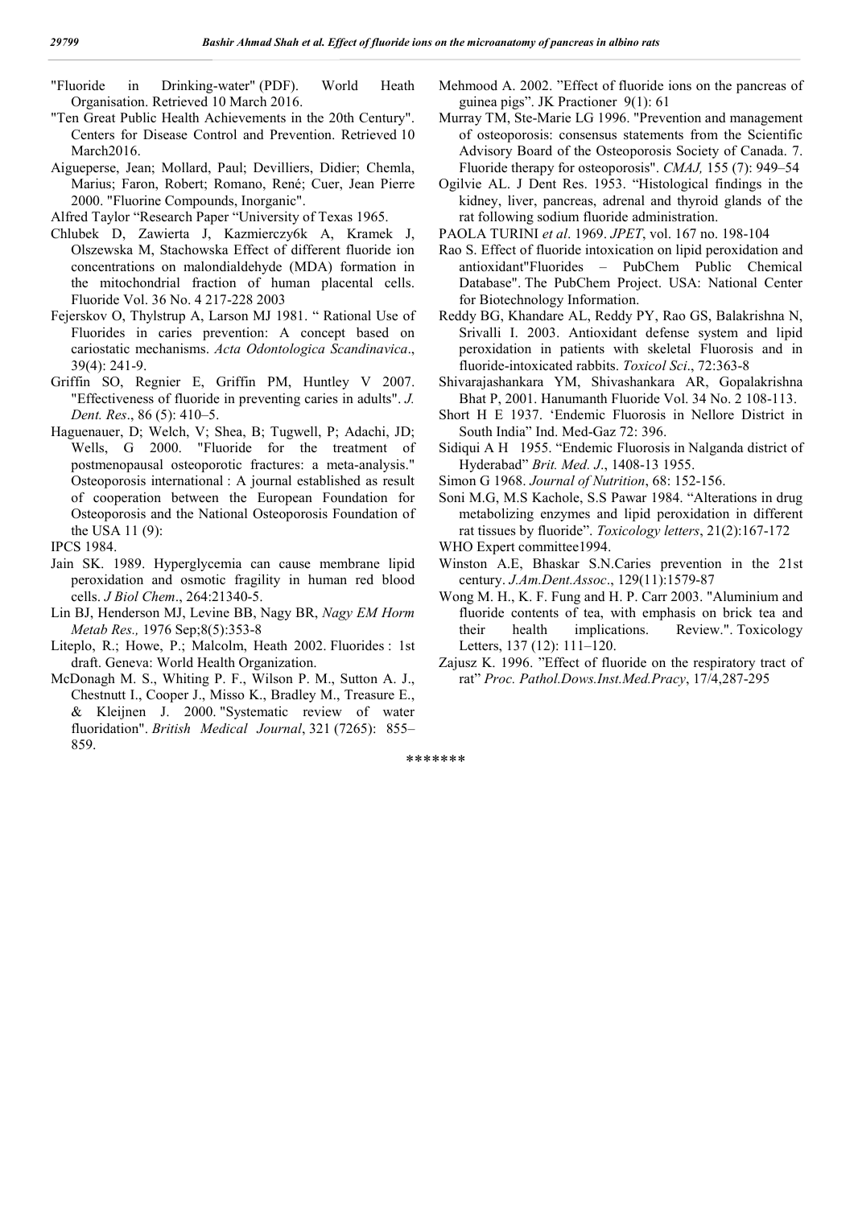"Fluoride in Drinking-water" (PDF). World Heath Organisation. Retrieved 10 March 2016.

"Ten Great Public Health Achievements in the 20th Century". Centers for Disease Control and Prevention. Retrieved 10 March2016.

Aigueperse, Jean; Mollard, Paul; Devilliers, Didier; Chemla, Marius; Faron, Robert; Romano, René; Cuer, Jean Pierre 2000. "Fluorine Compounds, Inorganic".

Alfred Taylor "Research Paper "University of Texas 1965.

Chlubek D, Zawierta J, Kazmierczy6k A, Kramek J, Olszewska M, Stachowska Effect of different fluoride ion concentrations on malondialdehyde (MDA) formation in the mitochondrial fraction of human placental cells. Fluoride Vol. 36 No. 4 217-228 2003

Fejerskov O, Thylstrup A, Larson MJ 1981. " Rational Use of Fluorides in caries prevention: A concept based on cariostatic mechanisms. *Acta Odontologica Scandinavica*., 39(4): 241-9.

Griffin SO, Regnier E, Griffin PM, Huntley V 2007. "Effectiveness of fluoride in preventing caries in adults". *J. Dent. Res*., 86 (5): 410–5.

Haguenauer, D; Welch, V; Shea, B; Tugwell, P; Adachi, JD; Wells, G 2000. "Fluoride for the treatment of postmenopausal osteoporotic fractures: a meta-analysis." Osteoporosis international : A journal established as result of cooperation between the European Foundation for Osteoporosis and the National Osteoporosis Foundation of the USA 11 (9):

IPCS 1984.

Jain SK. 1989. Hyperglycemia can cause membrane lipid peroxidation and osmotic fragility in human red blood cells. *J Biol Chem*., 264:21340-5.

Lin BJ, Henderson MJ, Levine BB, Nagy BR, *Nagy EM Horm Metab Res.,* 1976 Sep;8(5):353-8

Liteplo, R.; Howe, P.; Malcolm, Heath 2002. Fluorides : 1st draft. Geneva: World Health Organization.

McDonagh M. S., Whiting P. F., Wilson P. M., Sutton A. J., Chestnutt I., Cooper J., Misso K., Bradley M., Treasure E., & Kleijnen J. 2000. "Systematic review of water fluoridation". *British Medical Journal*, 321 (7265): 855–859.

Mehmood A. 2002. "Effect of fluoride ions on the pancreas of guinea pigs". JK Practioner 9(1): 61

Murray TM, Ste-Marie LG 1996. "Prevention and management of osteoporosis: consensus statements from the Scientific Advisory Board of the Osteoporosis Society of Canada. 7. Fluoride therapy for osteoporosis". *CMAJ,* 155 (7): 949–54

Ogilvie AL. J Dent Res. 1953. "Histological findings in the kidney, liver, pancreas, adrenal and thyroid glands of the rat following sodium fluoride administration.

PAOLA TURINI *et al*. 1969. *JPET*, vol. 167 no. 198-104

Rao S. Effect of fluoride intoxication on lipid peroxidation and antioxidant"Fluorides – PubChem Public Chemical Database". The PubChem Project. USA: National Center for Biotechnology Information.

Reddy BG, Khandare AL, Reddy PY, Rao GS, Balakrishna N, Srivalli I. 2003. Antioxidant defense system and lipid peroxidation in patients with skeletal Fluorosis and in fluoride-intoxicated rabbits. *Toxicol Sci*., 72:363-8

Shivarajashankara YM, Shivashankara AR, Gopalakrishna Bhat P, 2001. Hanumanth Fluoride Vol. 34 No. 2 108-113.

Short H E 1937. 'Endemic Fluorosis in Nellore District in South India" Ind. Med-Gaz 72: 396.

Sidiqui A H 1955. "Endemic Fluorosis in Nalganda district of Hyderabad" *Brit. Med. J*., 1408-13 1955.

Simon G 1968. *Journal of Nutrition*, 68: 152-156.

Soni M.G, M.S Kachole, S.S Pawar 1984. "Alterations in drug metabolizing enzymes and lipid peroxidation in different rat tissues by fluoride". *Toxicology letters*, 21(2):167-172

WHO Expert committee1994.

Winston A.E, Bhaskar S.N.Caries prevention in the 21st century. *J.Am.Dent.Assoc*., 129(11):1579-87

Wong M. H., K. F. Fung and H. P. Carr 2003. "Aluminium and fluoride contents of tea, with emphasis on brick tea and their health implications. Review.". Toxicology Letters, 137 (12): 111–120.

Zajusz K. 1996. "Effect of fluoride on the respiratory tract of rat" *Proc. Pathol.Dows.Inst.Med.Pracy*, 17/4,287-295

*******